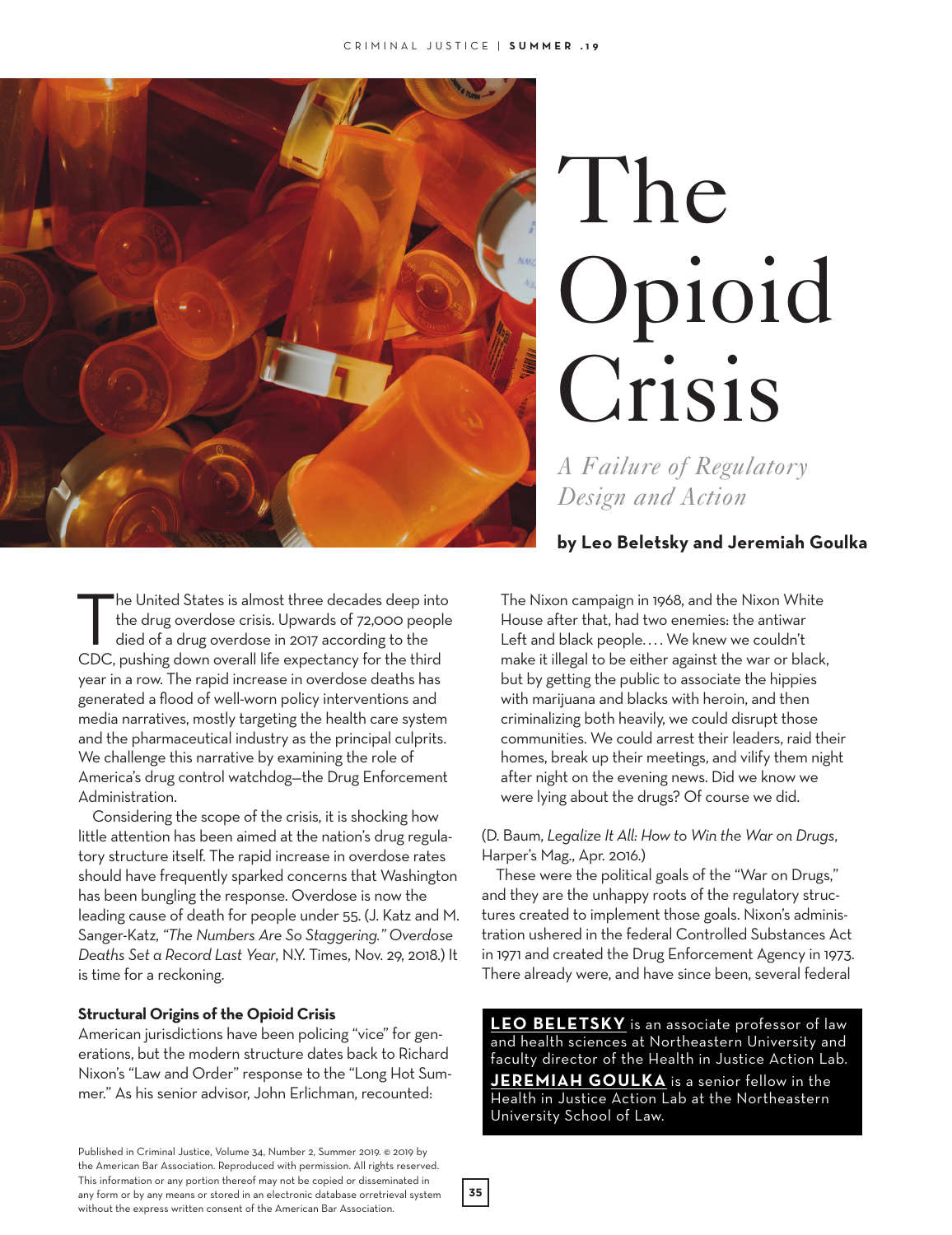# The Opioid Crisis

## *A Failure of Regulatory Design and Action*

**by Leo Beletsky and Jeremiah Goulka**

The United States is almost three decades deep into the drug overdose crisis. Upwards of 72,000 people died of a drug overdose in 2017 according to the CDC, pushing down overall life expectancy for the third year in a row. The rapid increase in overdose deaths has generated a flood of well-worn policy interventions and media narratives, mostly targeting the health care system and the pharmaceutical industry as the principal culprits. We challenge this narrative by examining the role of America's drug control watchdog—the Drug Enforcement Administration.

Considering the scope of the crisis, it is shocking how little attention has been aimed at the nation's drug regulatory structure itself. The rapid increase in overdose rates should have frequently sparked concerns that Washington has been bungling the response. Overdose is now the leading cause of death for people under 55. (J. Katz and M. Sanger-Katz, *"The Numbers Are So Staggering." Overdose Deaths Set a Record Last Year*, N.Y. Times, Nov. 29, 2018.) It is time for a reckoning.

### Structural Origins of the Opioid Crisis

American jurisdictions have been policing "vice" for generations, but the modern structure dates back to Richard Nixon's "Law and Order" response to the "Long Hot Summer." As his senior advisor, John Erlichman, recounted:

> The Nixon campaign in 1968, and the Nixon White House after that, had two enemies: the antiwar Left and black people. . . . We knew we couldn't make it illegal to be either against the war or black, but by getting the public to associate the hippies with marijuana and blacks with heroin, and then criminalizing both heavily, we could disrupt those communities. We could arrest their leaders, raid their homes, break up their meetings, and vilify them night after night on the evening news. Did we know we were lying about the drugs? Of course we did.

(D. Baum, *Legalize It All: How to Win the War on Drugs*, Harper's Mag., Apr. 2016.)

These were the political goals of the "War on Drugs," and they are the unhappy roots of the regulatory structures created to implement those goals. Nixon's administration ushered in the federal Controlled Substances Act in 1971 and created the Drug Enforcement Agency in 1973. There already were, and have since been, several federal

**LEO BELETSKY** is an associate professor of law and health sciences at Northeastern University and faculty director of the Health in Justice Action Lab. **JEREMIAH GOULKA** is a senior fellow in the Health in Justice Action Lab at the Northeastern University School of Law.

Published in Criminal Justice, Volume 34, Number 2, Summer 2019. © 2019 by the American Bar Association. Reproduced with permission. All rights reserved. This information or any portion thereof may not be copied or disseminated in any form or by any means or stored in an electronic database orretrieval system without the express written consent of the American Bar Association.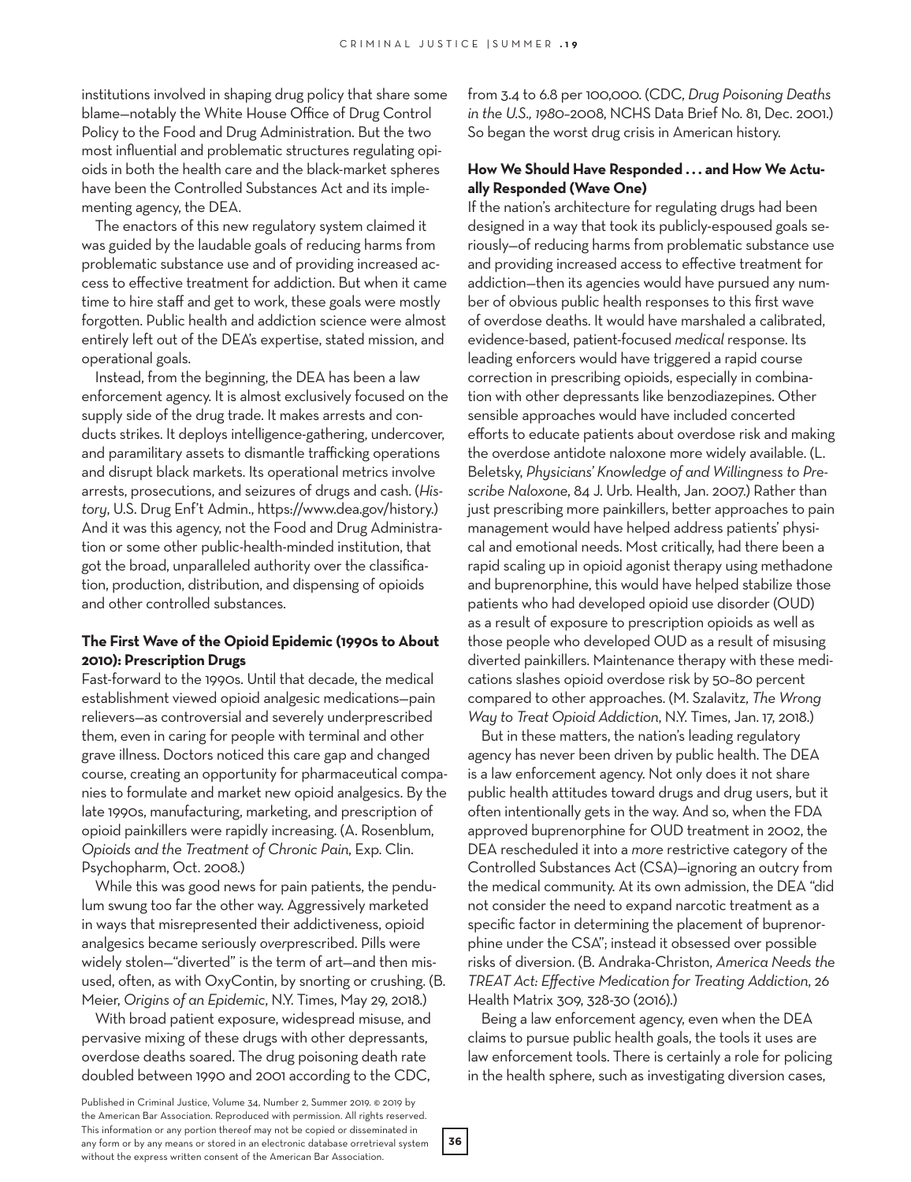institutions involved in shaping drug policy that share some blame—notably the White House Office of Drug Control Policy to the Food and Drug Administration. But the two most influential and problematic structures regulating opioids in both the health care and the black-market spheres have been the Controlled Substances Act and its implementing agency, the DEA.

The enactors of this new regulatory system claimed it was guided by the laudable goals of reducing harms from problematic substance use and of providing increased access to effective treatment for addiction. But when it came time to hire staff and get to work, these goals were mostly forgotten. Public health and addiction science were almost entirely left out of the DEA's expertise, stated mission, and operational goals.

Instead, from the beginning, the DEA has been a law enforcement agency. It is almost exclusively focused on the supply side of the drug trade. It makes arrests and conducts strikes. It deploys intelligence-gathering, undercover, and paramilitary assets to dismantle trafficking operations and disrupt black markets. Its operational metrics involve arrests, prosecutions, and seizures of drugs and cash. (*History*, U.S. Drug Enf't Admin., https://www.dea.gov/history.) And it was this agency, not the Food and Drug Administration or some other public-health-minded institution, that got the broad, unparalleled authority over the classification, production, distribution, and dispensing of opioids and other controlled substances.

### The First Wave of the Opioid Epidemic (1990s to About 2010): Prescription Drugs

Fast-forward to the 1990s. Until that decade, the medical establishment viewed opioid analgesic medications—pain relievers—as controversial and severely underprescribed them, even in caring for people with terminal and other grave illness. Doctors noticed this care gap and changed course, creating an opportunity for pharmaceutical companies to formulate and market new opioid analgesics. By the late 1990s, manufacturing, marketing, and prescription of opioid painkillers were rapidly increasing. (A. Rosenblum, *Opioids and the Treatment of Chronic Pain*, Exp. Clin. Psychopharm, Oct. 2008.)

While this was good news for pain patients, the pendulum swung too far the other way. Aggressively marketed in ways that misrepresented their addictiveness, opioid analgesics became seriously *over*prescribed. Pills were widely stolen—"diverted" is the term of art—and then misused, often, as with OxyContin, by snorting or crushing. (B. Meier, *Origins of an Epidemic*, N.Y. Times, May 29, 2018.)

With broad patient exposure, widespread misuse, and pervasive mixing of these drugs with other depressants, overdose deaths soared. The drug poisoning death rate doubled between 1990 and 2001 according to the CDC, from 3.4 to 6.8 per 100,000. (CDC, *Drug Poisoning Deaths in the U.S., 1980–2008*, NCHS Data Brief No. 81, Dec. 2001.) So began the worst drug crisis in American history.

### How We Should Have Responded . . . and How We Actually Responded (Wave One)

If the nation's architecture for regulating drugs had been designed in a way that took its publicly-espoused goals seriously—of reducing harms from problematic substance use and providing increased access to effective treatment for addiction—then its agencies would have pursued any number of obvious public health responses to this first wave of overdose deaths. It would have marshaled a calibrated, evidence-based, patient-focused *medical* response. Its leading enforcers would have triggered a rapid course correction in prescribing opioids, especially in combination with other depressants like benzodiazepines. Other sensible approaches would have included concerted efforts to educate patients about overdose risk and making the overdose antidote naloxone more widely available. (L. Beletsky, *Physicians' Knowledge of and Willingness to Prescribe Naloxone*, 84 J. Urb. Health, Jan. 2007.) Rather than just prescribing more painkillers, better approaches to pain management would have helped address patients' physical and emotional needs. Most critically, had there been a rapid scaling up in opioid agonist therapy using methadone and buprenorphine, this would have helped stabilize those patients who had developed opioid use disorder (OUD) as a result of exposure to prescription opioids as well as those people who developed OUD as a result of misusing diverted painkillers. Maintenance therapy with these medications slashes opioid overdose risk by 50–80 percent compared to other approaches. (M. Szalavitz, *The Wrong Way to Treat Opioid Addiction*, N.Y. Times, Jan. 17, 2018.)

But in these matters, the nation's leading regulatory agency has never been driven by public health. The DEA is a law enforcement agency. Not only does it not share public health attitudes toward drugs and drug users, but it often intentionally gets in the way. And so, when the FDA approved buprenorphine for OUD treatment in 2002, the DEA rescheduled it into a *more* restrictive category of the Controlled Substances Act (CSA)—ignoring an outcry from the medical community. At its own admission, the DEA "did not consider the need to expand narcotic treatment as a specific factor in determining the placement of buprenorphine under the CSA"; instead it obsessed over possible risks of diversion. (B. Andraka-Christon, *America Needs the TREAT Act: Effective Medication for Treating Addiction*, 26 Health Matrix 309, 328–30 (2016).)

Being a law enforcement agency, even when the DEA claims to pursue public health goals, the tools it uses are law enforcement tools. There is certainly a role for policing in the health sphere, such as investigating diversion cases,

Published in Criminal Justice, Volume 34, Number 2, Summer 2019. © 2019 by the American Bar Association. Reproduced with permission. All rights reserved. This information or any portion thereof may not be copied or disseminated in any form or by any means or stored in an electronic database orretrieval system without the express written consent of the American Bar Association.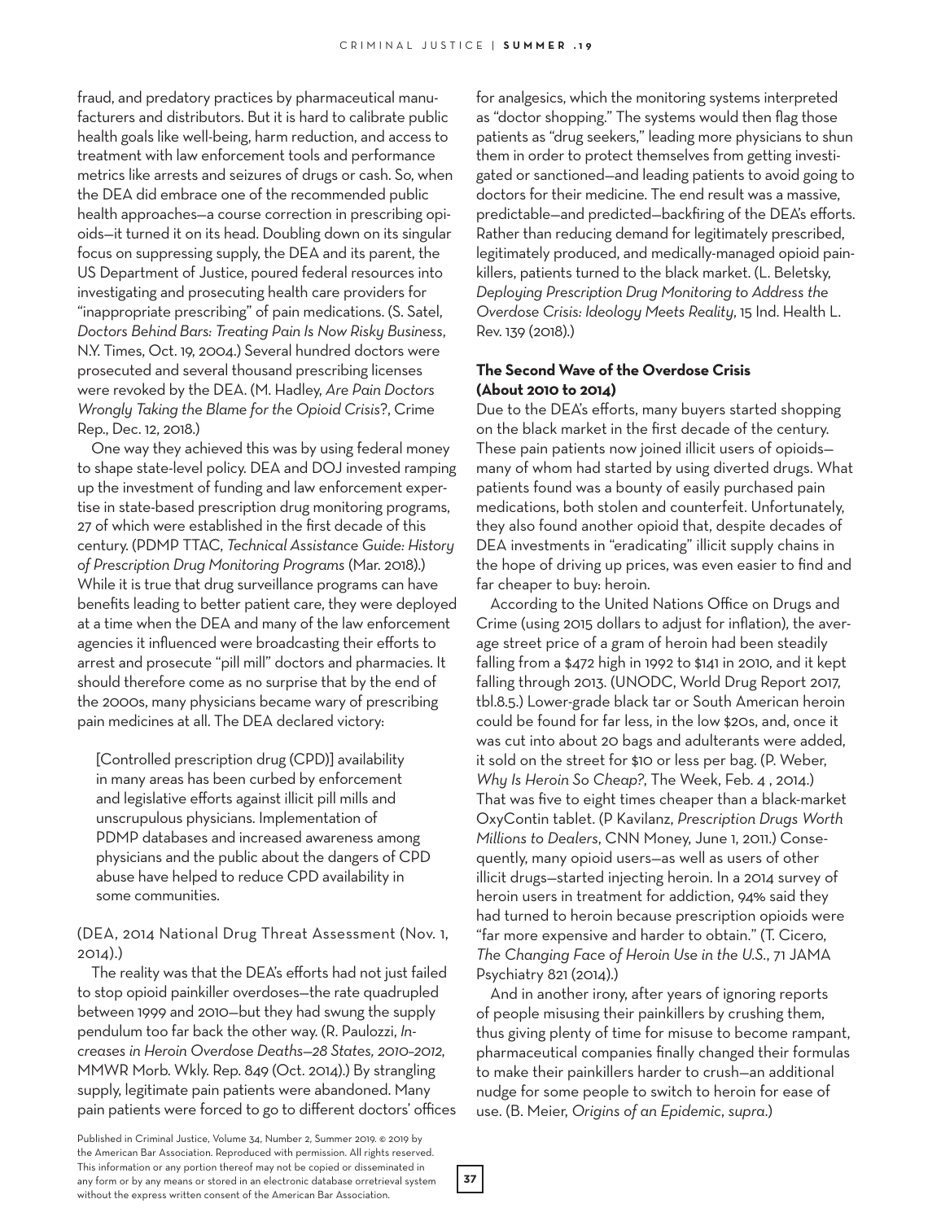fraud, and predatory practices by pharmaceutical manufacturers and distributors. But it is hard to calibrate public health goals like well-being, harm reduction, and access to treatment with law enforcement tools and performance metrics like arrests and seizures of drugs or cash. So, when the DEA did embrace one of the recommended public health approaches—a course correction in prescribing opioids—it turned it on its head. Doubling down on its singular focus on suppressing supply, the DEA and its parent, the US Department of Justice, poured federal resources into investigating and prosecuting health care providers for "inappropriate prescribing" of pain medications. (S. Satel, *Doctors Behind Bars: Treating Pain Is Now Risky Business*, N.Y. Times, Oct. 19, 2004.) Several hundred doctors were prosecuted and several thousand prescribing licenses were revoked by the DEA. (M. Hadley, *Are Pain Doctors Wrongly Taking the Blame for the Opioid Crisis?*, Crime Rep., Dec. 12, 2018.)

One way they achieved this was by using federal money to shape state-level policy. DEA and DOJ invested ramping up the investment of funding and law enforcement expertise in state-based prescription drug monitoring programs, 27 of which were established in the first decade of this century. (PDMP TTAC, *Technical Assistance Guide: History of Prescription Drug Monitoring Programs* (Mar. 2018).) While it is true that drug surveillance programs can have benefits leading to better patient care, they were deployed at a time when the DEA and many of the law enforcement agencies it influenced were broadcasting their efforts to arrest and prosecute "pill mill" doctors and pharmacies. It should therefore come as no surprise that by the end of the 2000s, many physicians became wary of prescribing pain medicines at all. The DEA declared victory:

> [Controlled prescription drug (CPD)] availability in many areas has been curbed by enforcement and legislative efforts against illicit pill mills and unscrupulous physicians. Implementation of PDMP databases and increased awareness among physicians and the public about the dangers of CPD abuse have helped to reduce CPD availability in some communities.

(DEA, 2014 National Drug Threat Assessment (Nov. 1, 2014).)

The reality was that the DEA's efforts had not just failed to stop opioid painkiller overdoses—the rate quadrupled between 1999 and 2010—but they had swung the supply pendulum too far back the other way. (R. Paulozzi, *Increases in Heroin Overdose Deaths—28 States, 2010–2012*, MMWR Morb. Wkly. Rep. 849 (Oct. 2014).) By strangling supply, legitimate pain patients were abandoned. Many pain patients were forced to go to different doctors' offices for analgesics, which the monitoring systems interpreted as "doctor shopping." The systems would then flag those patients as "drug seekers," leading more physicians to shun them in order to protect themselves from getting investigated or sanctioned—and leading patients to avoid going to doctors for their medicine. The end result was a massive, predictable—and predicted—backfiring of the DEA's efforts. Rather than reducing demand for legitimately prescribed, legitimately produced, and medically-managed opioid painkillers, patients turned to the black market. (L. Beletsky, *Deploying Prescription Drug Monitoring to Address the Overdose Crisis: Ideology Meets Reality*, 15 Ind. Health L. Rev. 139 (2018).)

### The Second Wave of the Overdose Crisis (About 2010 to 2014)

Due to the DEA's efforts, many buyers started shopping on the black market in the first decade of the century. These pain patients now joined illicit users of opioids—many of whom had started by using diverted drugs. What patients found was a bounty of easily purchased pain medications, both stolen and counterfeit. Unfortunately, they also found another opioid that, despite decades of DEA investments in "eradicating" illicit supply chains in the hope of driving up prices, was even easier to find and far cheaper to buy: heroin.

According to the United Nations Office on Drugs and Crime (using 2015 dollars to adjust for inflation), the average street price of a gram of heroin had been steadily falling from a $472 high in 1992 to $141 in 2010, and it kept falling through 2013. (UNODC, World Drug Report 2017, tbl.8.5.) Lower-grade black tar or South American heroin could be found for far less, in the low $20s, and, once it was cut into about 20 bags and adulterants were added, it sold on the street for $10 or less per bag. (P. Weber, *Why Is Heroin So Cheap?*, The Week, Feb. 4 , 2014.) That was five to eight times cheaper than a black-market OxyContin tablet. (P Kavilanz, *Prescription Drugs Worth Millions to Dealers*, CNN Money, June 1, 2011.) Consequently, many opioid users—as well as users of other illicit drugs—started injecting heroin. In a 2014 survey of heroin users in treatment for addiction, 94% said they had turned to heroin because prescription opioids were "far more expensive and harder to obtain." (T. Cicero, *The Changing Face of Heroin Use in the U.S.*, 71 JAMA Psychiatry 821 (2014).)

And in another irony, after years of ignoring reports of people misusing their painkillers by crushing them, thus giving plenty of time for misuse to become rampant, pharmaceutical companies finally changed their formulas to make their painkillers harder to crush—an additional nudge for some people to switch to heroin for ease of use. (B. Meier, *Origins of an Epidemic*, *supra*.)

Published in Criminal Justice, Volume 34, Number 2, Summer 2019. © 2019 by the American Bar Association. Reproduced with permission. All rights reserved. This information or any portion thereof may not be copied or disseminated in any form or by any means or stored in an electronic database orretrieval system without the express written consent of the American Bar Association.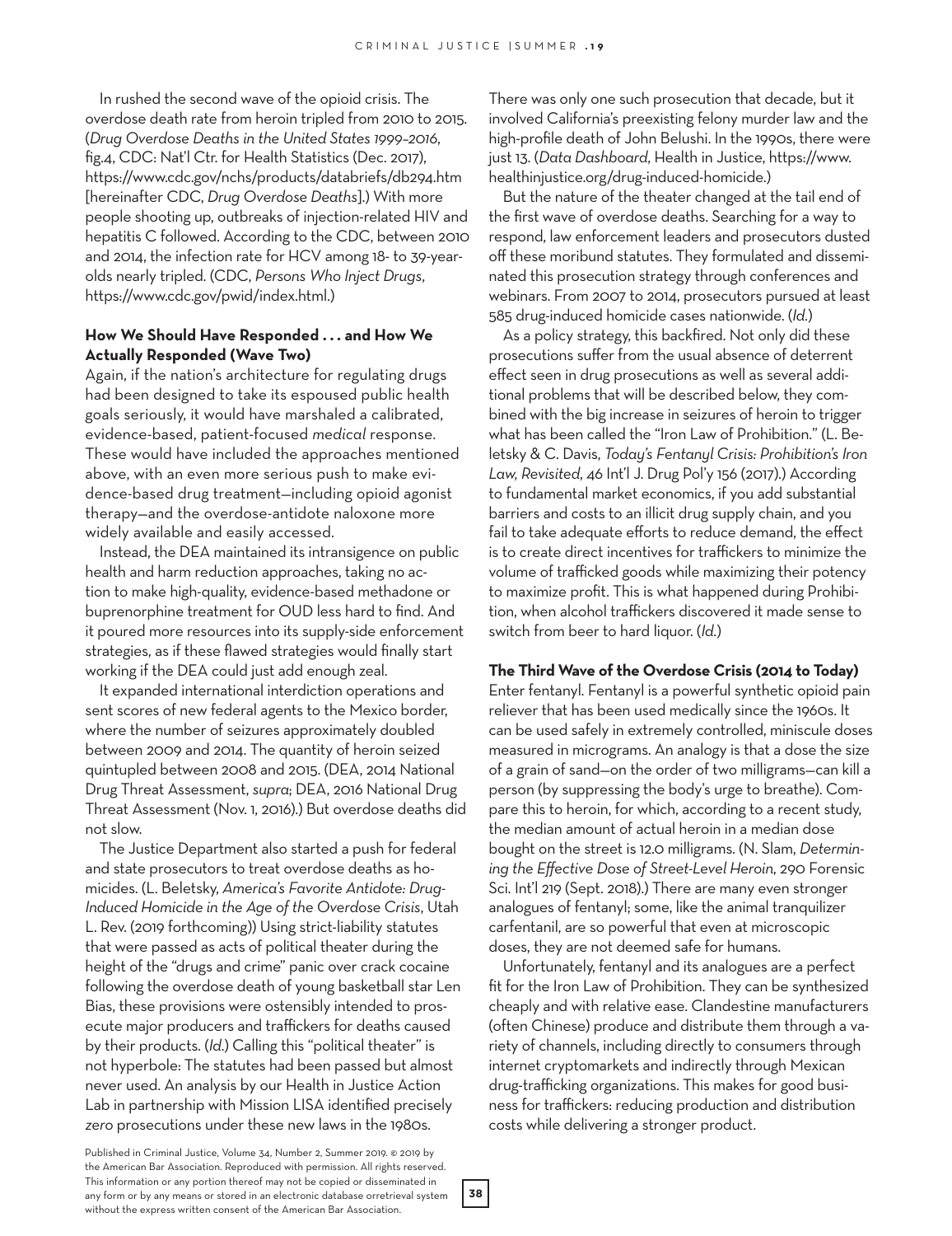In rushed the second wave of the opioid crisis. The overdose death rate from heroin tripled from 2010 to 2015. (*Drug Overdose Deaths in the United States 1999–2016*, fig.4, CDC: Nat'l Ctr. for Health Statistics (Dec. 2017), https://www.cdc.gov/nchs/products/databriefs/db294.htm [hereinafter CDC, *Drug Overdose Deaths*].) With more people shooting up, outbreaks of injection-related HIV and hepatitis C followed. According to the CDC, between 2010 and 2014, the infection rate for HCV among 18- to 39-year-olds nearly tripled. (CDC, *Persons Who Inject Drugs*, https://www.cdc.gov/pwid/index.html.)

**How We Should Have Responded . . . and How We Actually Responded (Wave Two)**

Again, if the nation's architecture for regulating drugs had been designed to take its espoused public health goals seriously, it would have marshaled a calibrated, evidence-based, patient-focused *medical* response. These would have included the approaches mentioned above, with an even more serious push to make evidence-based drug treatment—including opioid agonist therapy—and the overdose-antidote naloxone more widely available and easily accessed.

Instead, the DEA maintained its intransigence on public health and harm reduction approaches, taking no action to make high-quality, evidence-based methadone or buprenorphine treatment for OUD less hard to find. And it poured more resources into its supply-side enforcement strategies, as if these flawed strategies would finally start working if the DEA could just add enough zeal.

It expanded international interdiction operations and sent scores of new federal agents to the Mexico border, where the number of seizures approximately doubled between 2009 and 2014. The quantity of heroin seized quintupled between 2008 and 2015. (DEA, 2014 National Drug Threat Assessment, *supra*; DEA, 2016 National Drug Threat Assessment (Nov. 1, 2016).) But overdose deaths did not slow.

The Justice Department also started a push for federal and state prosecutors to treat overdose deaths as homicides. (L. Beletsky, *America's Favorite Antidote: Drug-Induced Homicide in the Age of the Overdose Crisis*, Utah L. Rev. (2019 forthcoming)) Using strict-liability statutes that were passed as acts of political theater during the height of the "drugs and crime" panic over crack cocaine following the overdose death of young basketball star Len Bias, these provisions were ostensibly intended to prosecute major producers and traffickers for deaths caused by their products. (*Id.*) Calling this "political theater" is not hyperbole: The statutes had been passed but almost never used. An analysis by our Health in Justice Action Lab in partnership with Mission LISA identified precisely *zero* prosecutions under these new laws in the 1980s. There was only one such prosecution that decade, but it involved California's preexisting felony murder law and the high-profile death of John Belushi. In the 1990s, there were just 13. (*Data Dashboard*, Health in Justice, https://www.healthinjustice.org/drug-induced-homicide.)

But the nature of the theater changed at the tail end of the first wave of overdose deaths. Searching for a way to respond, law enforcement leaders and prosecutors dusted off these moribund statutes. They formulated and disseminated this prosecution strategy through conferences and webinars. From 2007 to 2014, prosecutors pursued at least 585 drug-induced homicide cases nationwide. (*Id.*)

As a policy strategy, this backfired. Not only did these prosecutions suffer from the usual absence of deterrent effect seen in drug prosecutions as well as several additional problems that will be described below, they combined with the big increase in seizures of heroin to trigger what has been called the "Iron Law of Prohibition." (L. Beletsky & C. Davis, *Today's Fentanyl Crisis: Prohibition's Iron Law, Revisited*, 46 Int'l J. Drug Pol'y 156 (2017).) According to fundamental market economics, if you add substantial barriers and costs to an illicit drug supply chain, and you fail to take adequate efforts to reduce demand, the effect is to create direct incentives for traffickers to minimize the volume of trafficked goods while maximizing their potency to maximize profit. This is what happened during Prohibition, when alcohol traffickers discovered it made sense to switch from beer to hard liquor. (*Id.*)

**The Third Wave of the Overdose Crisis (2014 to Today)**

Enter fentanyl. Fentanyl is a powerful synthetic opioid pain reliever that has been used medically since the 1960s. It can be used safely in extremely controlled, miniscule doses measured in micrograms. An analogy is that a dose the size of a grain of sand—on the order of two milligrams—can kill a person (by suppressing the body's urge to breathe). Compare this to heroin, for which, according to a recent study, the median amount of actual heroin in a median dose bought on the street is 12.0 milligrams. (N. Slam, *Determining the Effective Dose of Street-Level Heroin*, 290 Forensic Sci. Int'l 219 (Sept. 2018).) There are many even stronger analogues of fentanyl; some, like the animal tranquilizer carfentanil, are so powerful that even at microscopic doses, they are not deemed safe for humans.

Unfortunately, fentanyl and its analogues are a perfect fit for the Iron Law of Prohibition. They can be synthesized cheaply and with relative ease. Clandestine manufacturers (often Chinese) produce and distribute them through a variety of channels, including directly to consumers through internet cryptomarkets and indirectly through Mexican drug-trafficking organizations. This makes for good business for traffickers: reducing production and distribution costs while delivering a stronger product.

Published in Criminal Justice, Volume 34, Number 2, Summer 2019. © 2019 by the American Bar Association. Reproduced with permission. All rights reserved. This information or any portion thereof may not be copied or disseminated in any form or by any means or stored in an electronic database orretrieval system without the express written consent of the American Bar Association.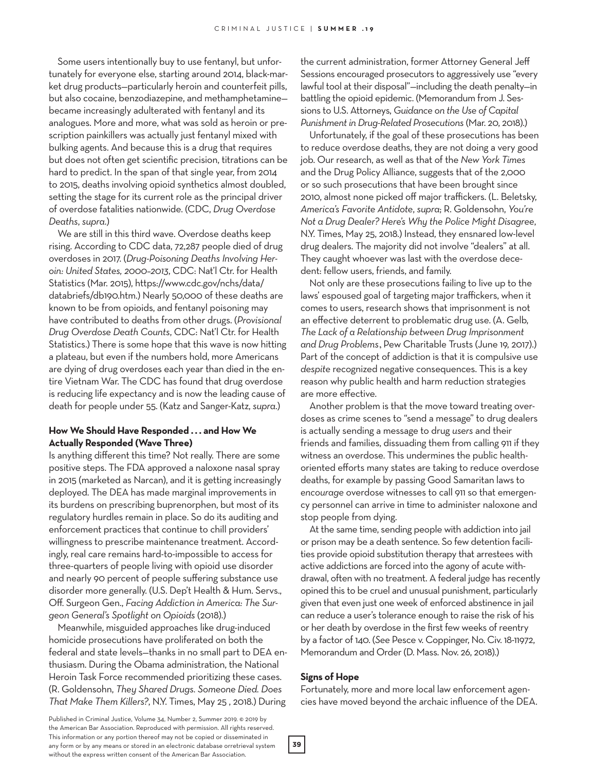Some users intentionally buy to use fentanyl, but unfortunately for everyone else, starting around 2014, black-market drug products—particularly heroin and counterfeit pills, but also cocaine, benzodiazepine, and methamphetamine—became increasingly adulterated with fentanyl and its analogues. More and more, what was sold as heroin or prescription painkillers was actually just fentanyl mixed with bulking agents. And because this is a drug that requires but does not often get scientific precision, titrations can be hard to predict. In the span of that single year, from 2014 to 2015, deaths involving opioid synthetics almost doubled, setting the stage for its current role as the principal driver of overdose fatalities nationwide. (CDC, *Drug Overdose Deaths*, *supra*.)

We are still in this third wave. Overdose deaths keep rising. According to CDC data, 72,287 people died of drug overdoses in 2017. (*Drug-Poisoning Deaths Involving Heroin: United States, 2000–2013*, CDC: Nat'l Ctr. for Health Statistics (Mar. 2015), https://www.cdc.gov/nchs/data/databriefs/db190.htm.) Nearly 50,000 of these deaths are known to be from opioids, and fentanyl poisoning may have contributed to deaths from other drugs. (*Provisional Drug Overdose Death Counts*, CDC: Nat'l Ctr. for Health Statistics.) There is some hope that this wave is now hitting a plateau, but even if the numbers hold, more Americans are dying of drug overdoses each year than died in the entire Vietnam War. The CDC has found that drug overdose is reducing life expectancy and is now the leading cause of death for people under 55. (Katz and Sanger-Katz, *supra*.)

### How We Should Have Responded . . . and How We Actually Responded (Wave Three)

Is anything different this time? Not really. There are some positive steps. The FDA approved a naloxone nasal spray in 2015 (marketed as Narcan), and it is getting increasingly deployed. The DEA has made marginal improvements in its burdens on prescribing buprenorphen, but most of its regulatory hurdles remain in place. So do its auditing and enforcement practices that continue to chill providers' willingness to prescribe maintenance treatment. Accordingly, real care remains hard-to-impossible to access for three-quarters of people living with opioid use disorder and nearly 90 percent of people suffering substance use disorder more generally. (U.S. Dep't Health & Hum. Servs., Off. Surgeon Gen., *Facing Addiction in America: The Surgeon General's Spotlight on Opioids* (2018).)

Meanwhile, misguided approaches like drug-induced homicide prosecutions have proliferated on both the federal and state levels—thanks in no small part to DEA enthusiasm. During the Obama administration, the National Heroin Task Force recommended prioritizing these cases. (R. Goldensohn, *They Shared Drugs. Someone Died. Does That Make Them Killers?*, N.Y. Times, May 25 , 2018.) During the current administration, former Attorney General Jeff Sessions encouraged prosecutors to aggressively use "every lawful tool at their disposal"—including the death penalty—in battling the opioid epidemic. (Memorandum from J. Sessions to U.S. Attorneys, *Guidance on the Use of Capital Punishment in Drug-Related Prosecutions* (Mar. 20, 2018).)

Unfortunately, if the goal of these prosecutions has been to reduce overdose deaths, they are not doing a very good job. Our research, as well as that of the *New York Times* and the Drug Policy Alliance, suggests that of the 2,000 or so such prosecutions that have been brought since 2010, almost none picked off major traffickers. (L. Beletsky, *America's Favorite Antidote*, *supra*; R. Goldensohn, *You're Not a Drug Dealer? Here's Why the Police Might Disagree*, N.Y. Times, May 25, 2018.) Instead, they ensnared low-level drug dealers. The majority did not involve "dealers" at all. They caught whoever was last with the overdose decedent: fellow users, friends, and family.

Not only are these prosecutions failing to live up to the laws' espoused goal of targeting major traffickers, when it comes to users, research shows that imprisonment is not an effective deterrent to problematic drug use. (A. Gelb, *The Lack of a Relationship between Drug Imprisonment and Drug Problems*, Pew Charitable Trusts (June 19, 2017).) Part of the concept of addiction is that it is compulsive use *despite* recognized negative consequences. This is a key reason why public health and harm reduction strategies are more effective.

Another problem is that the move toward treating overdoses as crime scenes to "send a message" to drug dealers is actually sending a message to drug *users* and their friends and families, dissuading them from calling 911 if they witness an overdose. This undermines the public health-oriented efforts many states are taking to reduce overdose deaths, for example by passing Good Samaritan laws to *encourage* overdose witnesses to call 911 so that emergency personnel can arrive in time to administer naloxone and stop people from dying.

At the same time, sending people with addiction into jail or prison may be a death sentence. So few detention facilities provide opioid substitution therapy that arrestees with active addictions are forced into the agony of acute withdrawal, often with no treatment. A federal judge has recently opined this to be cruel and unusual punishment, particularly given that even just one week of enforced abstinence in jail can reduce a user's tolerance enough to raise the risk of his or her death by overdose in the first few weeks of reentry by a factor of 140. (*See* Pesce v. Coppinger, No. Civ. 18-11972, Memorandum and Order (D. Mass. Nov. 26, 2018).)

### Signs of Hope

Fortunately, more and more local law enforcement agencies have moved beyond the archaic influence of the DEA.

Published in Criminal Justice, Volume 34, Number 2, Summer 2019. © 2019 by the American Bar Association. Reproduced with permission. All rights reserved. This information or any portion thereof may not be copied or disseminated in any form or by any means or stored in an electronic database orretrieval system without the express written consent of the American Bar Association.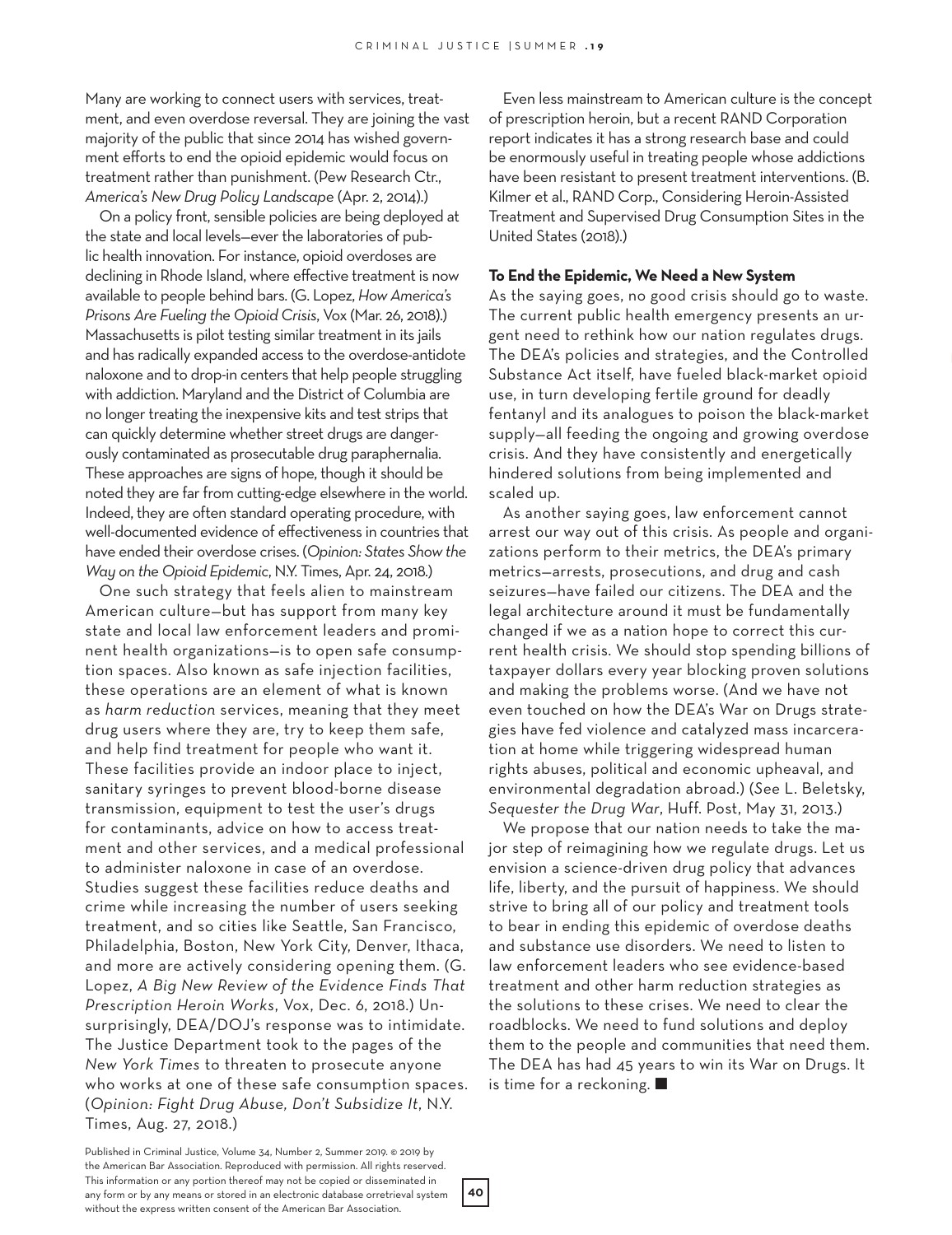Many are working to connect users with services, treatment, and even overdose reversal. They are joining the vast majority of the public that since 2014 has wished government efforts to end the opioid epidemic would focus on treatment rather than punishment. (Pew Research Ctr., *America's New Drug Policy Landscape* (Apr. 2, 2014).)

On a policy front, sensible policies are being deployed at the state and local levels—ever the laboratories of public health innovation. For instance, opioid overdoses are declining in Rhode Island, where effective treatment is now available to people behind bars. (G. Lopez, *How America's Prisons Are Fueling the Opioid Crisis*, Vox (Mar. 26, 2018).) Massachusetts is pilot testing similar treatment in its jails and has radically expanded access to the overdose-antidote naloxone and to drop-in centers that help people struggling with addiction. Maryland and the District of Columbia are no longer treating the inexpensive kits and test strips that can quickly determine whether street drugs are dangerously contaminated as prosecutable drug paraphernalia. These approaches are signs of hope, though it should be noted they are far from cutting-edge elsewhere in the world. Indeed, they are often standard operating procedure, with well-documented evidence of effectiveness in countries that have ended their overdose crises. (*Opinion: States Show the Way on the Opioid Epidemic*, N.Y. Times, Apr. 24, 2018.)

One such strategy that feels alien to mainstream American culture—but has support from many key state and local law enforcement leaders and prominent health organizations—is to open safe consumption spaces. Also known as safe injection facilities, these operations are an element of what is known as *harm reduction* services, meaning that they meet drug users where they are, try to keep them safe, and help find treatment for people who want it. These facilities provide an indoor place to inject, sanitary syringes to prevent blood-borne disease transmission, equipment to test the user's drugs for contaminants, advice on how to access treatment and other services, and a medical professional to administer naloxone in case of an overdose. Studies suggest these facilities reduce deaths and crime while increasing the number of users seeking treatment, and so cities like Seattle, San Francisco, Philadelphia, Boston, New York City, Denver, Ithaca, and more are actively considering opening them. (G. Lopez, *A Big New Review of the Evidence Finds That Prescription Heroin Works*, Vox, Dec. 6, 2018.) Unsurprisingly, DEA/DOJ's response was to intimidate. The Justice Department took to the pages of the *New York Times* to threaten to prosecute anyone who works at one of these safe consumption spaces. (*Opinion: Fight Drug Abuse, Don't Subsidize It*, N.Y. Times, Aug. 27, 2018.)

Even less mainstream to American culture is the concept of prescription heroin, but a recent RAND Corporation report indicates it has a strong research base and could be enormously useful in treating people whose addictions have been resistant to present treatment interventions. (B. Kilmer et al., RAND Corp., Considering Heroin-Assisted Treatment and Supervised Drug Consumption Sites in the United States (2018).)

**To End the Epidemic, We Need a New System**

As the saying goes, no good crisis should go to waste. The current public health emergency presents an urgent need to rethink how our nation regulates drugs. The DEA's policies and strategies, and the Controlled Substance Act itself, have fueled black-market opioid use, in turn developing fertile ground for deadly fentanyl and its analogues to poison the black-market supply—all feeding the ongoing and growing overdose crisis. And they have consistently and energetically hindered solutions from being implemented and scaled up.

As another saying goes, law enforcement cannot arrest our way out of this crisis. As people and organizations perform to their metrics, the DEA's primary metrics—arrests, prosecutions, and drug and cash seizures—have failed our citizens. The DEA and the legal architecture around it must be fundamentally changed if we as a nation hope to correct this current health crisis. We should stop spending billions of taxpayer dollars every year blocking proven solutions and making the problems worse. (And we have not even touched on how the DEA's War on Drugs strategies have fed violence and catalyzed mass incarceration at home while triggering widespread human rights abuses, political and economic upheaval, and environmental degradation abroad.) (*See* L. Beletsky, *Sequester the Drug War*, Huff. Post, May 31, 2013.)

We propose that our nation needs to take the major step of reimagining how we regulate drugs. Let us envision a science-driven drug policy that advances life, liberty, and the pursuit of happiness. We should strive to bring all of our policy and treatment tools to bear in ending this epidemic of overdose deaths and substance use disorders. We need to listen to law enforcement leaders who see evidence-based treatment and other harm reduction strategies as the solutions to these crises. We need to clear the roadblocks. We need to fund solutions and deploy them to the people and communities that need them. The DEA has had 45 years to win its War on Drugs. It is time for a reckoning. ■

Published in Criminal Justice, Volume 34, Number 2, Summer 2019. © 2019 by the American Bar Association. Reproduced with permission. All rights reserved. This information or any portion thereof may not be copied or disseminated in any form or by any means or stored in an electronic database orretrieval system without the express written consent of the American Bar Association.